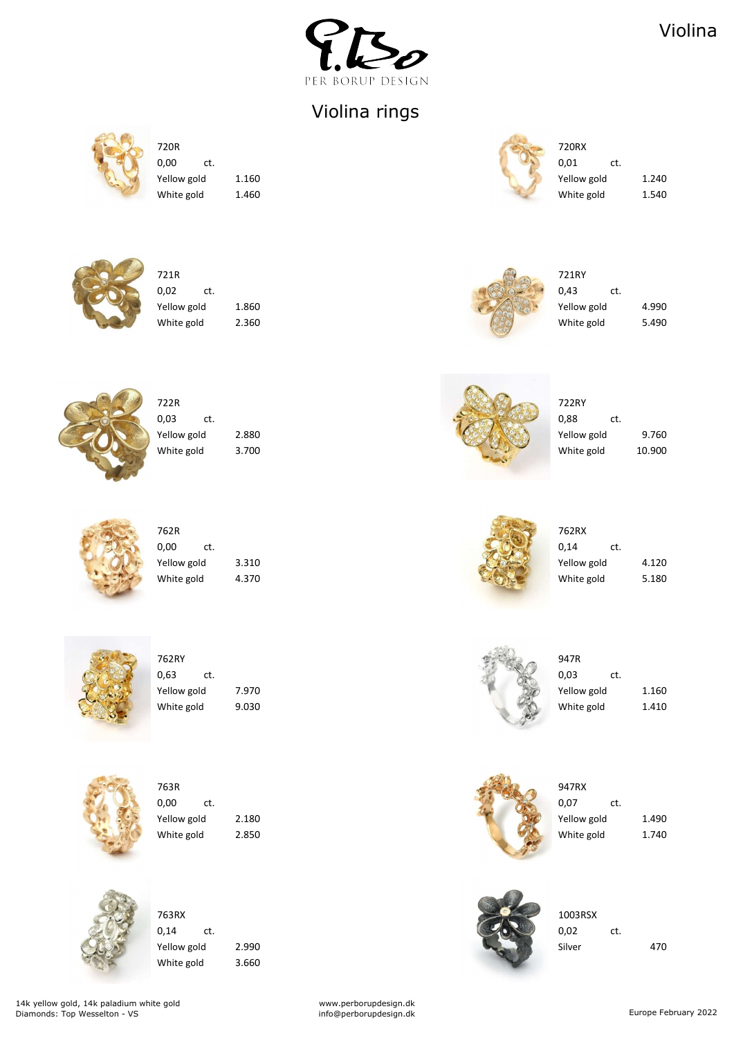PER BORUP DESIGN

Violina

# Violina rings

720R
0,00 ct.
Yellow gold 1.160
White gold 1.460

720RX
0,01 ct.
Yellow gold 1.240
White gold 1.540

721R
0,02 ct.
Yellow gold 1.860
White gold 2.360

721RY
0,43 ct.
Yellow gold 4.990
White gold 5.490

722R
0,03 ct.
Yellow gold 2.880
White gold 3.700

722RY
0,88 ct.
Yellow gold 9.760
White gold 10.900

762R
0,00 ct.
Yellow gold 3.310
White gold 4.370

762RX
0,14 ct.
Yellow gold 4.120
White gold 5.180

762RY
0,63 ct.
Yellow gold 7.970
White gold 9.030

947R
0,03 ct.
Yellow gold 1.160
White gold 1.410

763R
0,00 ct.
Yellow gold 2.180
White gold 2.850

947RX
0,07 ct.
Yellow gold 1.490
White gold 1.740

763RX
0,14 ct.
Yellow gold 2.990
White gold 3.660

1003RSX
0,02 ct.
Silver 470

14k yellow gold, 14k paladium white gold
Diamonds: Top Wesselton - VS

www.perborupdesign.dk
info@perborupdesign.dk

Europe February 2022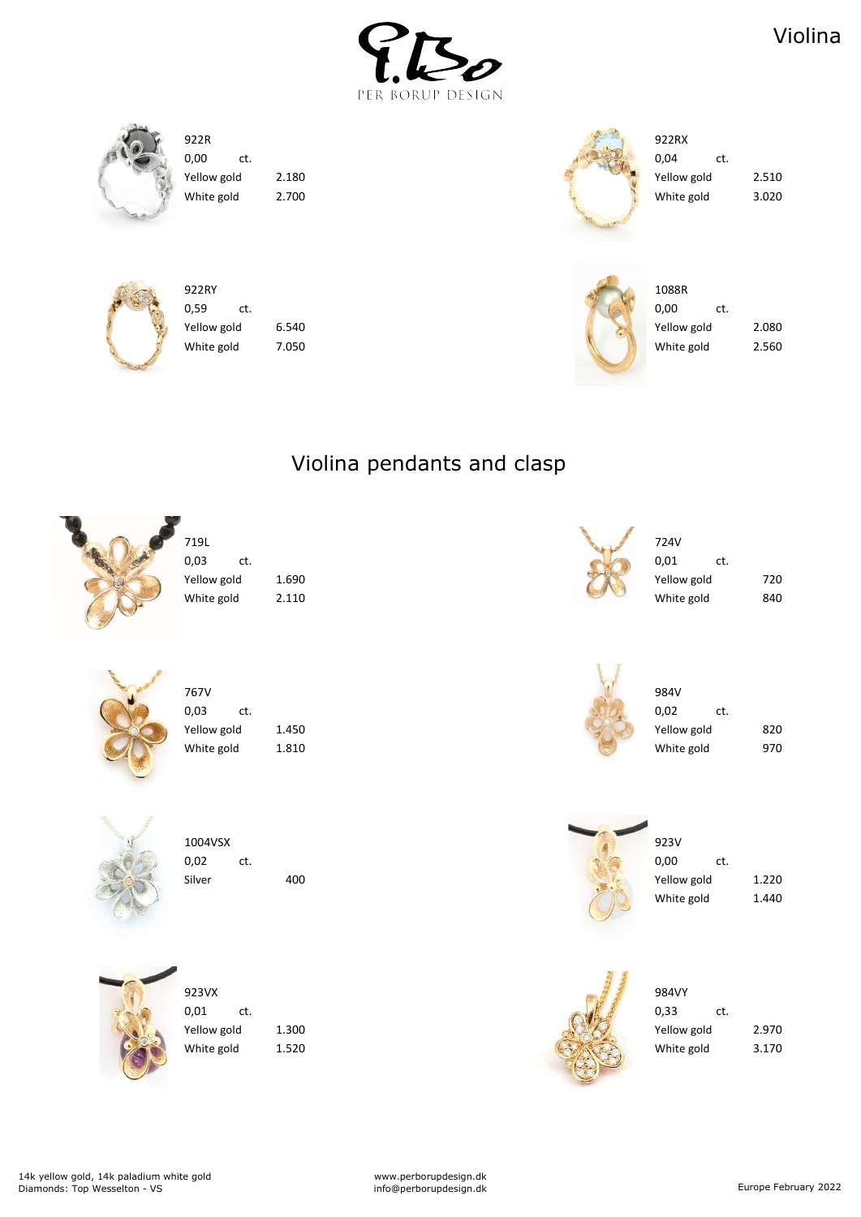PER BORUP DESIGN

# Violina

922R
0,00 ct.
Yellow gold 2.180
White gold 2.700

922RX
0,04 ct.
Yellow gold 2.510
White gold 3.020

922RY
0,59 ct.
Yellow gold 6.540
White gold 7.050

1088R
0,00 ct.
Yellow gold 2.080
White gold 2.560

## Violina pendants and clasp

719L
0,03 ct.
Yellow gold 1.690
White gold 2.110

724V
0,01 ct.
Yellow gold 720
White gold 840

767V
0,03 ct.
Yellow gold 1.450
White gold 1.810

984V
0,02 ct.
Yellow gold 820
White gold 970

1004VSX
0,02 ct.
Silver 400

923V
0,00 ct.
Yellow gold 1.220
White gold 1.440

923VX
0,01 ct.
Yellow gold 1.300
White gold 1.520

984VY
0,33 ct.
Yellow gold 2.970
White gold 3.170

14k yellow gold, 14k paladium white gold
Diamonds: Top Wesselton - VS

www.perborupdesign.dk
info@perborupdesign.dk

Europe February 2022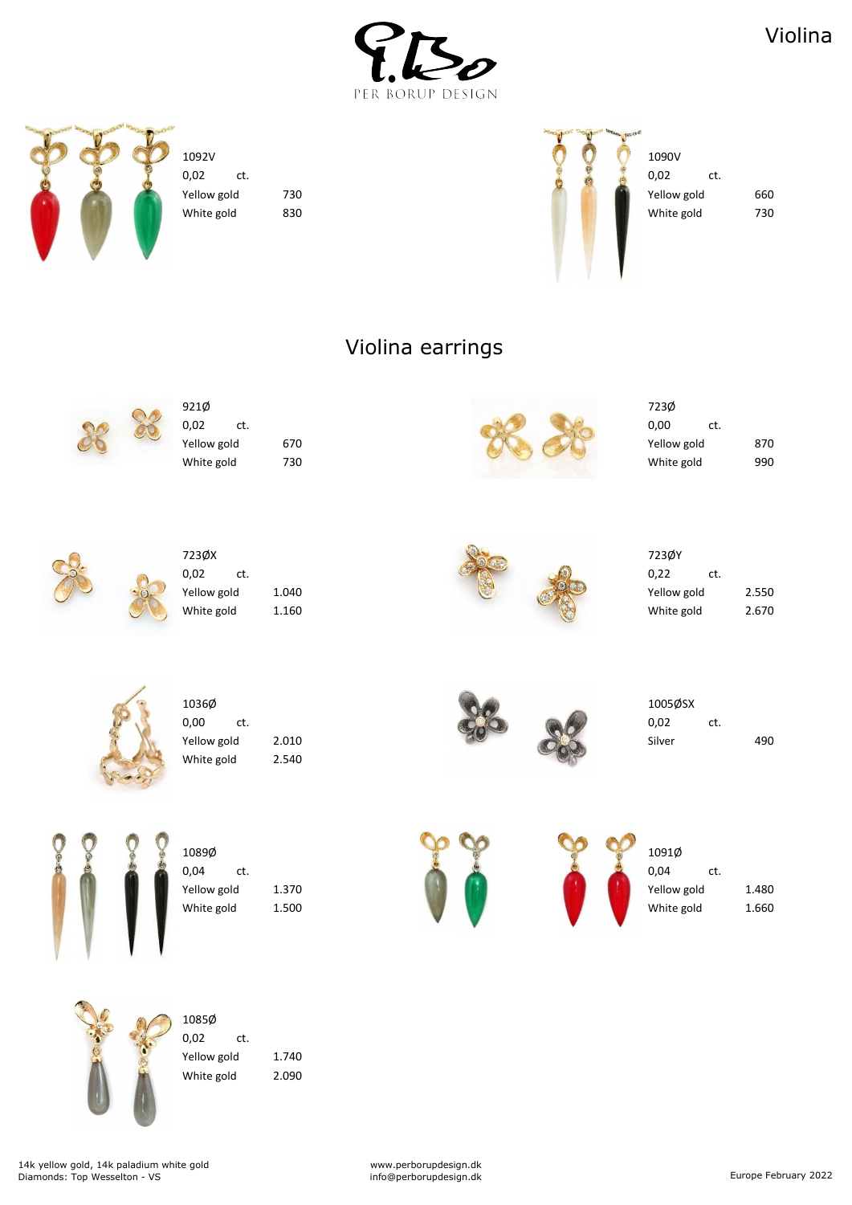# Violina

PER BORUP DESIGN

1092V
0,02 ct.
Yellow gold 730
White gold 830

1090V
0,02 ct.
Yellow gold 660
White gold 730

## Violina earrings

921Ø
0,02 ct.
Yellow gold 670
White gold 730

723Ø
0,00 ct.
Yellow gold 870
White gold 990

723ØX
0,02 ct.
Yellow gold 1.040
White gold 1.160

723ØY
0,22 ct.
Yellow gold 2.550
White gold 2.670

1036Ø
0,00 ct.
Yellow gold 2.010
White gold 2.540

1005ØSX
0,02 ct.
Silver 490

1089Ø
0,04 ct.
Yellow gold 1.370
White gold 1.500

1091Ø
0,04 ct.
Yellow gold 1.480
White gold 1.660

1085Ø
0,02 ct.
Yellow gold 1.740
White gold 2.090

14k yellow gold, 14k paladium white gold
Diamonds: Top Wesselton - VS

www.perborupdesign.dk
info@perborupdesign.dk

Europe February 2022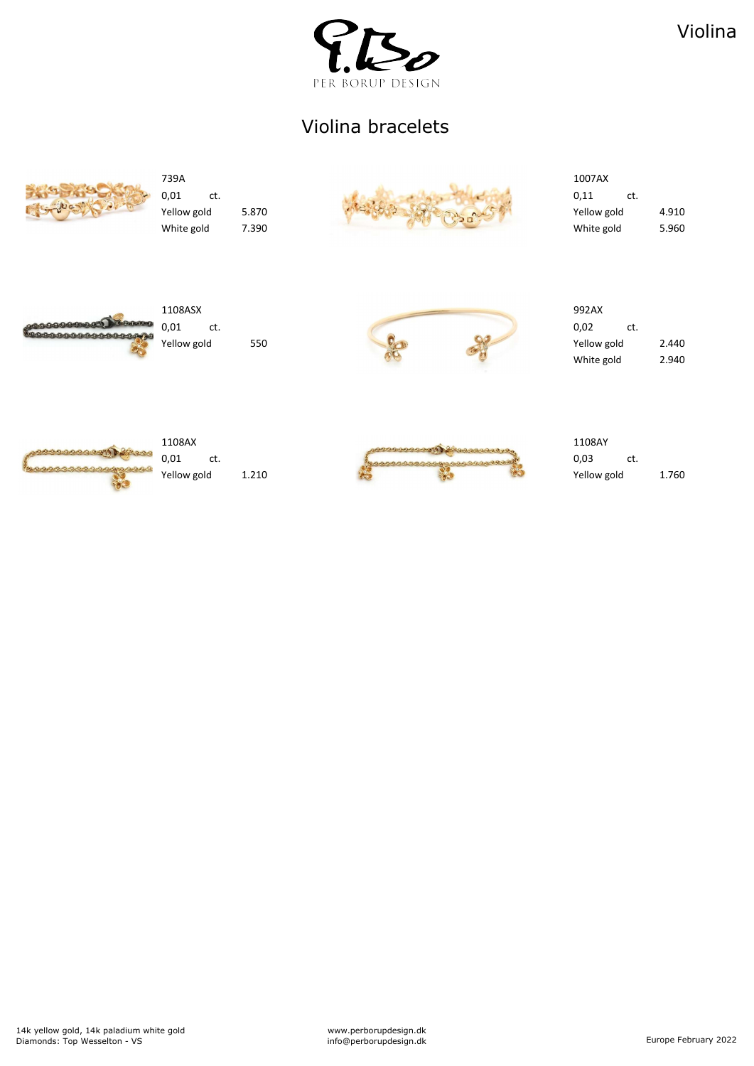PER BORUP DESIGN

Violina

# Violina bracelets

**739A**
0,01 ct.

| | |
|---|---|
| Yellow gold | 5.870 |
| White gold | 7.390 |

**1007AX**
0,11 ct.

| | |
|---|---|
| Yellow gold | 4.910 |
| White gold | 5.960 |

**1108ASX**
0,01 ct.

| | |
|---|---|
| Yellow gold | 550 |

**992AX**
0,02 ct.

| | |
|---|---|
| Yellow gold | 2.440 |
| White gold | 2.940 |

**1108AX**
0,01 ct.

| | |
|---|---|
| Yellow gold | 1.210 |

**1108AY**
0,03 ct.

| | |
|---|---|
| Yellow gold | 1.760 |

14k yellow gold, 14k paladium white gold
Diamonds: Top Wesselton - VS

www.perborupdesign.dk
info@perborupdesign.dk

Europe February 2022